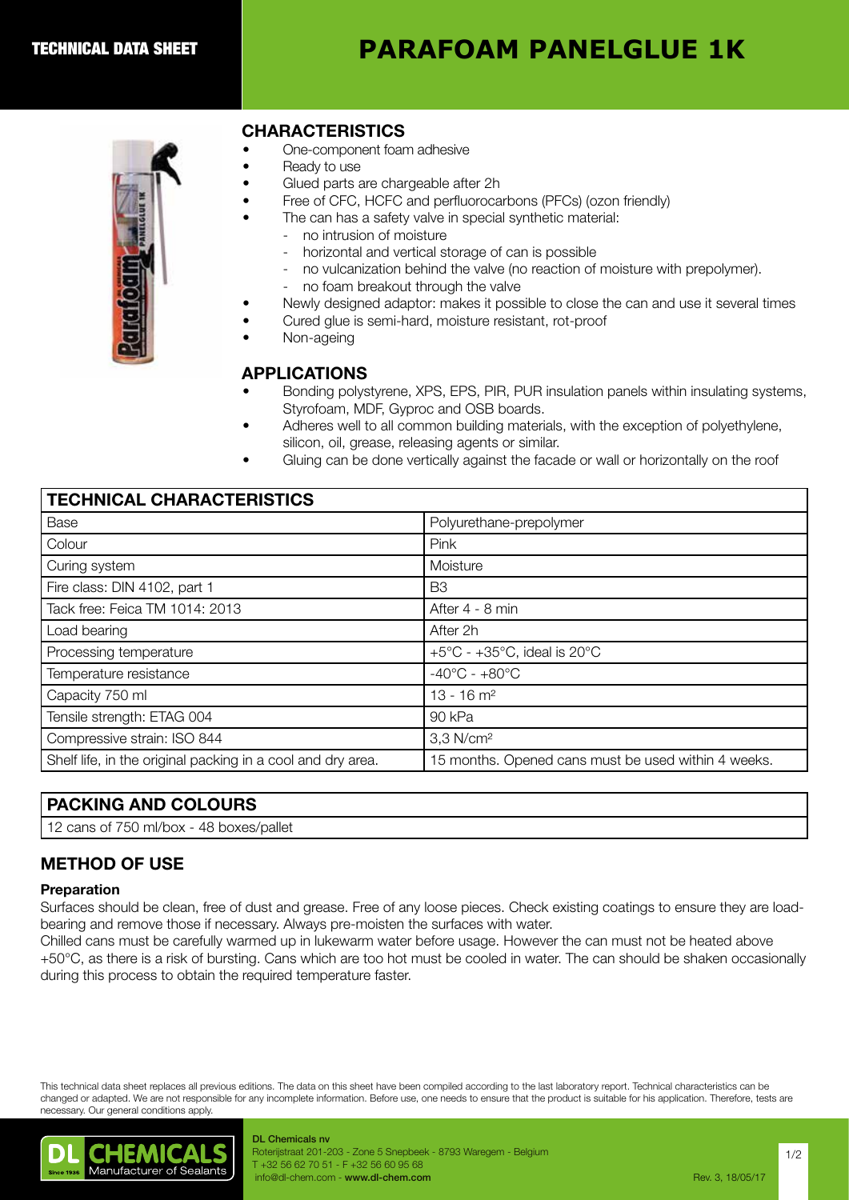TECHNICAL DATA SHEET

# PARAFOAM PANELGLUE 1K

## CHARACTERISTICS

- One-component foam adhesive
- Ready to use
- Glued parts are chargeable after 2h
- Free of CFC, HCFC and perfluorocarbons (PFCs) (ozon friendly)
- The can has a safety valve in special synthetic material:
  - no intrusion of moisture
  - horizontal and vertical storage of can is possible
  - no vulcanization behind the valve (no reaction of moisture with prepolymer).
  - no foam breakout through the valve
- Newly designed adaptor: makes it possible to close the can and use it several times
- Cured glue is semi-hard, moisture resistant, rot-proof
- Non-ageing

## APPLICATIONS

- Bonding polystyrene, XPS, EPS, PIR, PUR insulation panels within insulating systems, Styrofoam, MDF, Gyproc and OSB boards.
- Adheres well to all common building materials, with the exception of polyethylene, silicon, oil, grease, releasing agents or similar.
- Gluing can be done vertically against the facade or wall or horizontally on the roof

| TECHNICAL CHARACTERISTICS | |
|---|---|
| Base | Polyurethane-prepolymer |
| Colour | Pink |
| Curing system | Moisture |
| Fire class: DIN 4102, part 1 | B3 |
| Tack free: Feica TM 1014: 2013 | After 4 - 8 min |
| Load bearing | After 2h |
| Processing temperature | +5°C - +35°C, ideal is 20°C |
| Temperature resistance | -40°C - +80°C |
| Capacity 750 ml | 13 - 16 m² |
| Tensile strength: ETAG 004 | 90 kPa |
| Compressive strain: ISO 844 | 3,3 N/cm² |
| Shelf life, in the original packing in a cool and dry area. | 15 months. Opened cans must be used within 4 weeks. |

| PACKING AND COLOURS |
|---|
| 12 cans of 750 ml/box - 48 boxes/pallet |

## METHOD OF USE

**Preparation**

Surfaces should be clean, free of dust and grease. Free of any loose pieces. Check existing coatings to ensure they are load-bearing and remove those if necessary. Always pre-moisten the surfaces with water.
Chilled cans must be carefully warmed up in lukewarm water before usage. However the can must not be heated above +50°C, as there is a risk of bursting. Cans which are too hot must be cooled in water. The can should be shaken occasionally during this process to obtain the required temperature faster.

This technical data sheet replaces all previous editions. The data on this sheet have been compiled according to the last laboratory report. Technical characteristics can be changed or adapted. We are not responsible for any incomplete information. Before use, one needs to ensure that the product is suitable for his application. Therefore, tests are necessary. Our general conditions apply.

DL Chemicals nv
Roterijstraat 201-203 - Zone 5 Snepbeek - 8793 Waregem - Belgium
T +32 56 62 70 51 - F +32 56 60 95 68
info@dl-chem.com - www.dl-chem.com

Rev. 3, 18/05/17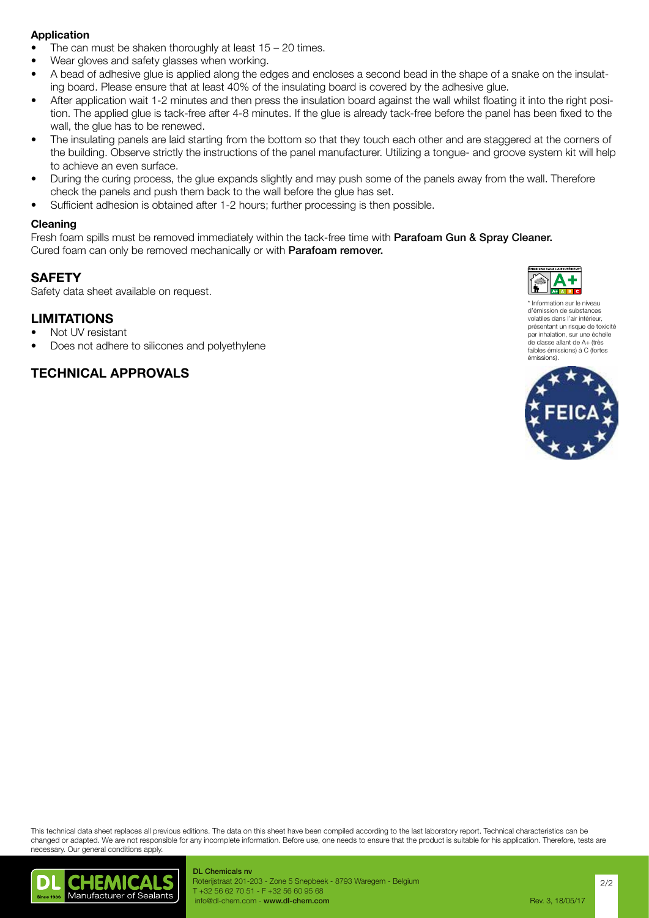**Application**

- The can must be shaken thoroughly at least 15 – 20 times.
- Wear gloves and safety glasses when working.
- A bead of adhesive glue is applied along the edges and encloses a second bead in the shape of a snake on the insulating board. Please ensure that at least 40% of the insulating board is covered by the adhesive glue.
- After application wait 1-2 minutes and then press the insulation board against the wall whilst floating it into the right position. The applied glue is tack-free after 4-8 minutes. If the glue is already tack-free before the panel has been fixed to the wall, the glue has to be renewed.
- The insulating panels are laid starting from the bottom so that they touch each other and are staggered at the corners of the building. Observe strictly the instructions of the panel manufacturer. Utilizing a tongue- and groove system kit will help to achieve an even surface.
- During the curing process, the glue expands slightly and may push some of the panels away from the wall. Therefore check the panels and push them back to the wall before the glue has set.
- Sufficient adhesion is obtained after 1-2 hours; further processing is then possible.

**Cleaning**

Fresh foam spills must be removed immediately within the tack-free time with **Parafoam Gun & Spray Cleaner.**
Cured foam can only be removed mechanically or with **Parafoam remover.**

## SAFETY

Safety data sheet available on request.

## LIMITATIONS

- Not UV resistant
- Does not adhere to silicones and polyethylene

## TECHNICAL APPROVALS

ÉMISSIONS DANS L'AIR INTÉRIEUR* A+

\* Information sur le niveau d'émission de substances volatiles dans l'air intérieur, présentant un risque de toxicité par inhalation, sur une échelle de classe allant de A+ (très faibles émissions) à C (fortes émissions).

FEICA

This technical data sheet replaces all previous editions. The data on this sheet have been compiled according to the last laboratory report. Technical characteristics can be changed or adapted. We are not responsible for any incomplete information. Before use, one needs to ensure that the product is suitable for his application. Therefore, tests are necessary. Our general conditions apply.

DL CHEMICALS Manufacturer of Sealants Since 1936

**DL Chemicals nv**
Roterijstraat 201-203 - Zone 5 Snepbeek - 8793 Waregem - Belgium
T +32 56 62 70 51 - F +32 56 60 95 68
info@dl-chem.com - **www.dl-chem.com**

Rev. 3, 18/05/17